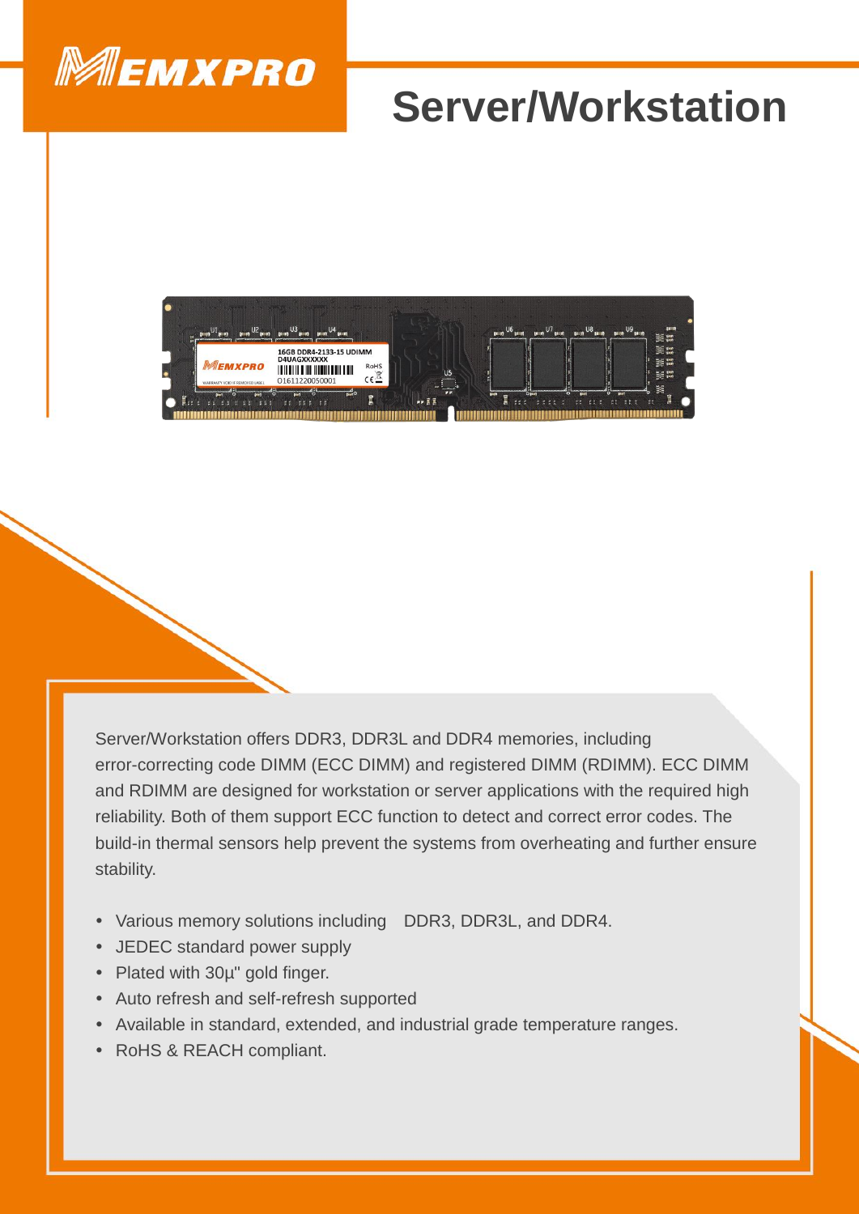MEMXPRO

# Server/Workstation

Server/Workstation offers DDR3, DDR3L and DDR4 memories, including error-correcting code DIMM (ECC DIMM) and registered DIMM (RDIMM). ECC DIMM and RDIMM are designed for workstation or server applications with the required high reliability. Both of them support ECC function to detect and correct error codes. The build-in thermal sensors help prevent the systems from overheating and further ensure stability.

- Various memory solutions including  DDR3, DDR3L, and DDR4.
- JEDEC standard power supply
- Plated with 30μ" gold finger.
- Auto refresh and self-refresh supported
- Available in standard, extended, and industrial grade temperature ranges.
- RoHS & REACH compliant.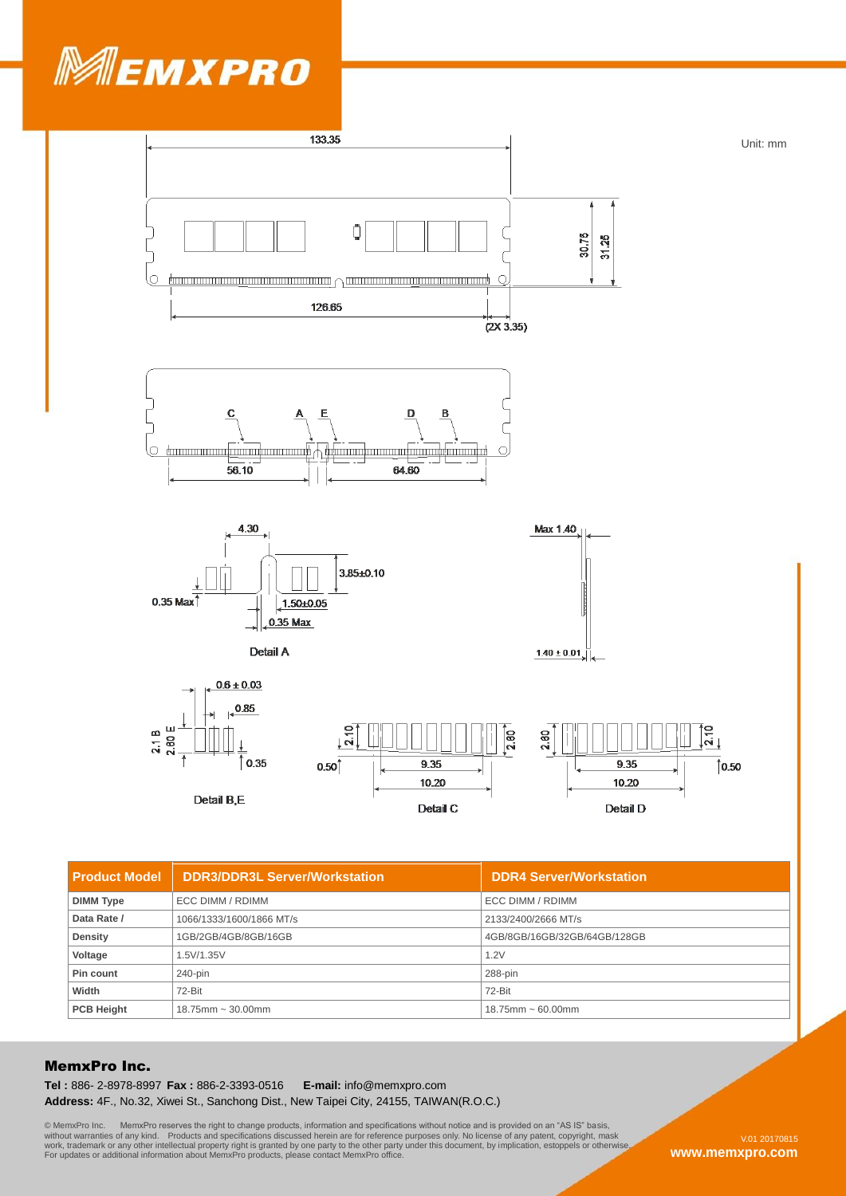# MEMXPRO

Unit: mm

133.35

30.75

31.25

126.65

(2X 3.35)

C A E D B

56.10

64.60

4.30

3.85±0.10

0.35 Max

1.50±0.05

0.35 Max

Detail A

Max 1.40

1.40 ± 0.01

0.6 ± 0.03

0.85

2.1 B

2.80 E

0.35

Detail B,E

2.10

2.80

0.50

9.35

10.20

Detail C

2.80

2.10

9.35

0.50

10.20

Detail D

| Product Model | DDR3/DDR3L Server/Workstation | DDR4 Server/Workstation |
|---|---|---|
| DIMM Type | ECC DIMM / RDIMM | ECC DIMM / RDIMM |
| Data Rate / | 1066/1333/1600/1866 MT/s | 2133/2400/2666 MT/s |
| Density | 1GB/2GB/4GB/8GB/16GB | 4GB/8GB/16GB/32GB/64GB/128GB |
| Voltage | 1.5V/1.35V | 1.2V |
| Pin count | 240-pin | 288-pin |
| Width | 72-Bit | 72-Bit |
| PCB Height | 18.75mm ~ 30.00mm | 18.75mm ~ 60.00mm |

## MemxPro Inc.

**Tel :** 886- 2-8978-8997 **Fax :** 886-2-3393-0516 **E-mail:** info@memxpro.com
**Address:** 4F., No.32, Xiwei St., Sanchong Dist., New Taipei City, 24155, TAIWAN(R.O.C.)

© MemxPro Inc. MemxPro reserves the right to change products, information and specifications without notice and is provided on an "AS IS" basis, without warranties of any kind. Products and specifications discussed herein are for reference purposes only. No license of any patent, copyright, mask work, trademark or any other intellectual property right is granted by one party to the other party under this document, by implication, estoppels or otherwise. For updates or additional information about MemxPro products, please contact MemxPro office.

V.01 20170815

www.memxpro.com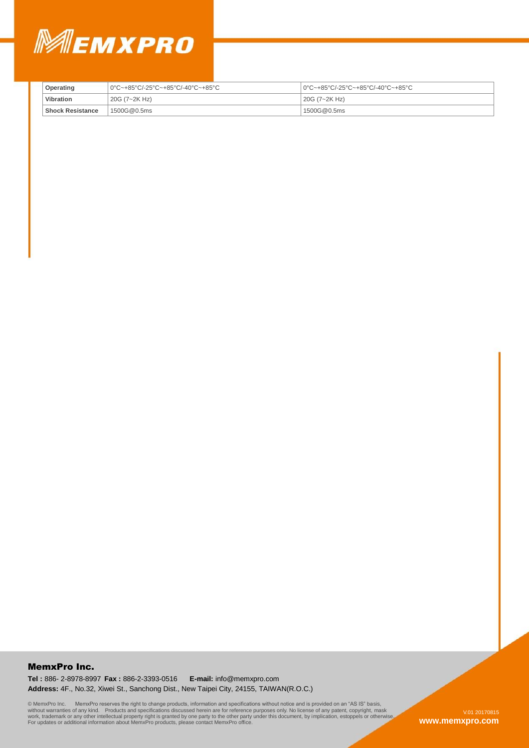| | | |
|---|---|---|
| **Operating** | 0°C~+85°C/-25°C~+85°C/-40°C~+85°C | 0°C~+85°C/-25°C~+85°C/-40°C~+85°C |
| **Vibration** | 20G (7~2K Hz) | 20G (7~2K Hz) |
| **Shock Resistance** | 1500G@0.5ms | 1500G@0.5ms |

**MemxPro Inc.**

**Tel :** 886- 2-8978-8997 **Fax :** 886-2-3393-0516 **E-mail:** info@memxpro.com
**Address:** 4F., No.32, Xiwei St., Sanchong Dist., New Taipei City, 24155, TAIWAN(R.O.C.)

© MemxPro Inc. MemxPro reserves the right to change products, information and specifications without notice and is provided on an "AS IS" basis, without warranties of any kind. Products and specifications discussed herein are for reference purposes only. No license of any patent, copyright, mask work, trademark or any other intellectual property right is granted by one party to the other party under this document, by implication, estoppels or otherwise. For updates or additional information about MemxPro products, please contact MemxPro office.

V.01 20170815
**www.memxpro.com**